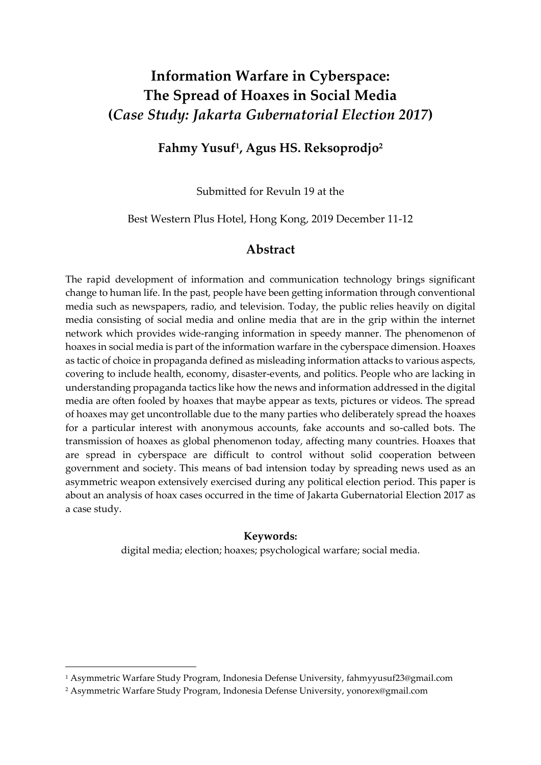# Information Warfare in Cyberspace: The Spread of Hoaxes in Social Media (*Case Study: Jakarta Gubernatorial Election 2017*)

**Fahmy Yusuf[1], Agus HS. Reksoprodjo[2]**

Submitted for Revuln 19 at the

Best Western Plus Hotel, Hong Kong, 2019 December 11-12

## Abstract

The rapid development of information and communication technology brings significant change to human life. In the past, people have been getting information through conventional media such as newspapers, radio, and television. Today, the public relies heavily on digital media consisting of social media and online media that are in the grip within the internet network which provides wide-ranging information in speedy manner. The phenomenon of hoaxes in social media is part of the information warfare in the cyberspace dimension. Hoaxes as tactic of choice in propaganda defined as misleading information attacks to various aspects, covering to include health, economy, disaster-events, and politics. People who are lacking in understanding propaganda tactics like how the news and information addressed in the digital media are often fooled by hoaxes that maybe appear as texts, pictures or videos. The spread of hoaxes may get uncontrollable due to the many parties who deliberately spread the hoaxes for a particular interest with anonymous accounts, fake accounts and so-called bots. The transmission of hoaxes as global phenomenon today, affecting many countries. Hoaxes that are spread in cyberspace are difficult to control without solid cooperation between government and society. This means of bad intension today by spreading news used as an asymmetric weapon extensively exercised during any political election period. This paper is about an analysis of hoax cases occurred in the time of Jakarta Gubernatorial Election 2017 as a case study.

**Keywords:**

digital media; election; hoaxes; psychological warfare; social media.

---

[1] Asymmetric Warfare Study Program, Indonesia Defense University, fahmyyusuf23@gmail.com

[2] Asymmetric Warfare Study Program, Indonesia Defense University, yonorex@gmail.com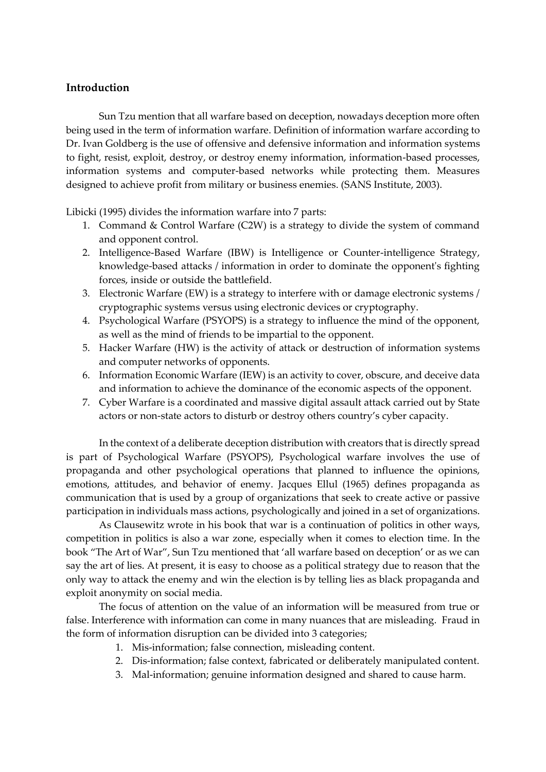## Introduction

Sun Tzu mention that all warfare based on deception, nowadays deception more often being used in the term of information warfare. Definition of information warfare according to Dr. Ivan Goldberg is the use of offensive and defensive information and information systems to fight, resist, exploit, destroy, or destroy enemy information, information-based processes, information systems and computer-based networks while protecting them. Measures designed to achieve profit from military or business enemies. (SANS Institute, 2003).

Libicki (1995) divides the information warfare into 7 parts:

1. Command & Control Warfare (C2W) is a strategy to divide the system of command and opponent control.
2. Intelligence-Based Warfare (IBW) is Intelligence or Counter-intelligence Strategy, knowledge-based attacks / information in order to dominate the opponent's fighting forces, inside or outside the battlefield.
3. Electronic Warfare (EW) is a strategy to interfere with or damage electronic systems / cryptographic systems versus using electronic devices or cryptography.
4. Psychological Warfare (PSYOPS) is a strategy to influence the mind of the opponent, as well as the mind of friends to be impartial to the opponent.
5. Hacker Warfare (HW) is the activity of attack or destruction of information systems and computer networks of opponents.
6. Information Economic Warfare (IEW) is an activity to cover, obscure, and deceive data and information to achieve the dominance of the economic aspects of the opponent.
7. Cyber Warfare is a coordinated and massive digital assault attack carried out by State actors or non-state actors to disturb or destroy others country's cyber capacity.

In the context of a deliberate deception distribution with creators that is directly spread is part of Psychological Warfare (PSYOPS), Psychological warfare involves the use of propaganda and other psychological operations that planned to influence the opinions, emotions, attitudes, and behavior of enemy. Jacques Ellul (1965) defines propaganda as communication that is used by a group of organizations that seek to create active or passive participation in individuals mass actions, psychologically and joined in a set of organizations.

As Clausewitz wrote in his book that war is a continuation of politics in other ways, competition in politics is also a war zone, especially when it comes to election time. In the book "The Art of War", Sun Tzu mentioned that 'all warfare based on deception' or as we can say the art of lies. At present, it is easy to choose as a political strategy due to reason that the only way to attack the enemy and win the election is by telling lies as black propaganda and exploit anonymity on social media.

The focus of attention on the value of an information will be measured from true or false. Interference with information can come in many nuances that are misleading. Fraud in the form of information disruption can be divided into 3 categories;

1. Mis-information; false connection, misleading content.
2. Dis-information; false context, fabricated or deliberately manipulated content.
3. Mal-information; genuine information designed and shared to cause harm.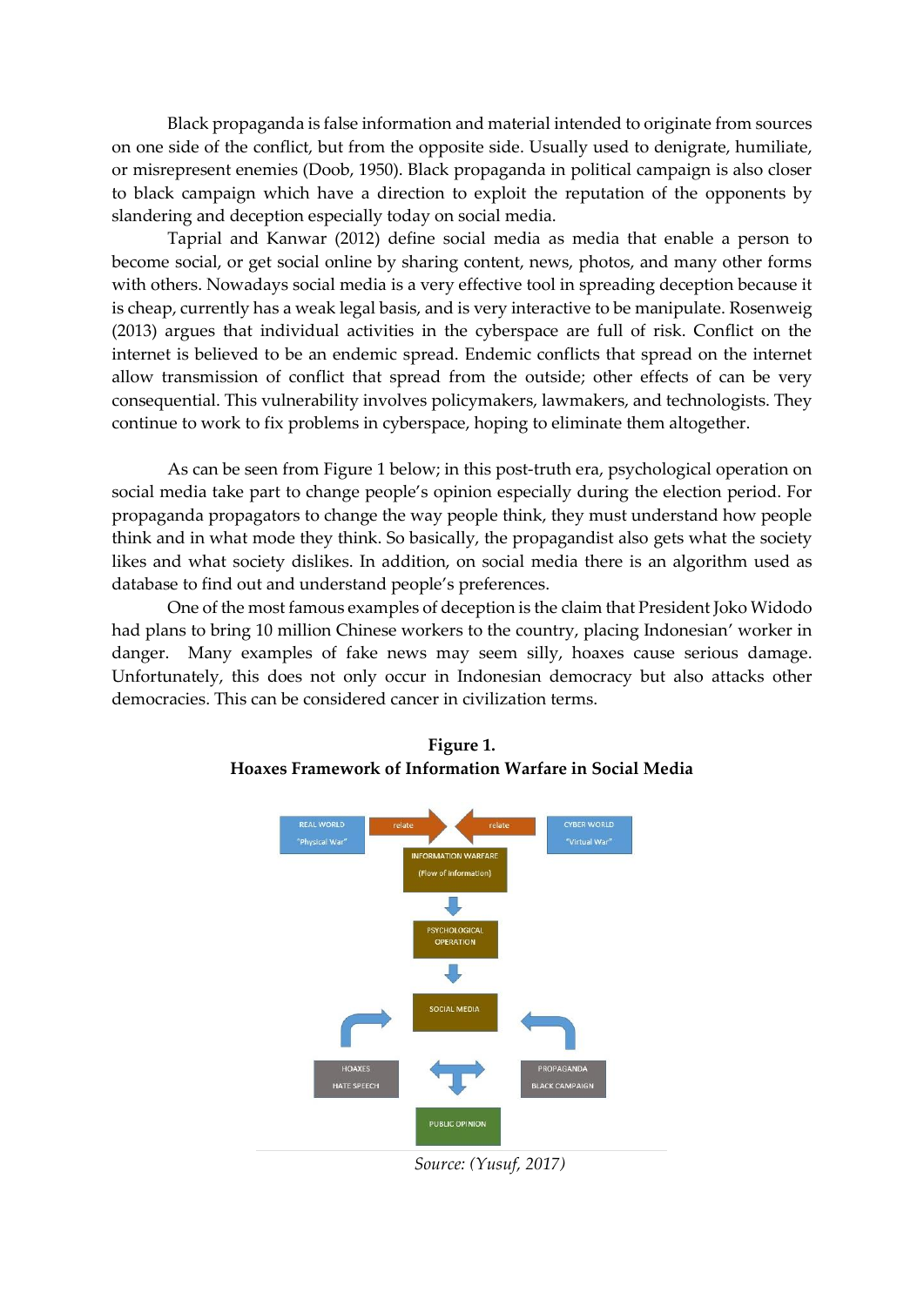Black propaganda is false information and material intended to originate from sources on one side of the conflict, but from the opposite side. Usually used to denigrate, humiliate, or misrepresent enemies (Doob, 1950). Black propaganda in political campaign is also closer to black campaign which have a direction to exploit the reputation of the opponents by slandering and deception especially today on social media.

Taprial and Kanwar (2012) define social media as media that enable a person to become social, or get social online by sharing content, news, photos, and many other forms with others. Nowadays social media is a very effective tool in spreading deception because it is cheap, currently has a weak legal basis, and is very interactive to be manipulate. Rosenweig (2013) argues that individual activities in the cyberspace are full of risk. Conflict on the internet is believed to be an endemic spread. Endemic conflicts that spread on the internet allow transmission of conflict that spread from the outside; other effects of can be very consequential. This vulnerability involves policymakers, lawmakers, and technologists. They continue to work to fix problems in cyberspace, hoping to eliminate them altogether.

As can be seen from Figure 1 below; in this post-truth era, psychological operation on social media take part to change people's opinion especially during the election period. For propaganda propagators to change the way people think, they must understand how people think and in what mode they think. So basically, the propagandist also gets what the society likes and what society dislikes. In addition, on social media there is an algorithm used as database to find out and understand people's preferences.

One of the most famous examples of deception is the claim that President Joko Widodo had plans to bring 10 million Chinese workers to the country, placing Indonesian' worker in danger. Many examples of fake news may seem silly, hoaxes cause serious damage. Unfortunately, this does not only occur in Indonesian democracy but also attacks other democracies. This can be considered cancer in civilization terms.

**Figure 1.**
**Hoaxes Framework of Information Warfare in Social Media**

REAL WORLD "Physical War" → relate → INFORMATION WARFARE (Flow of information) ← relate ← CYBER WORLD "Virtual War"

INFORMATION WARFARE (Flow of information) → PSYCHOLOGICAL OPERATION → SOCIAL MEDIA

HOAXES / HATE SPEECH → SOCIAL MEDIA ← PROPAGANDA / BLACK CAMPAIGN

SOCIAL MEDIA → PUBLIC OPINION

*Source: (Yusuf, 2017)*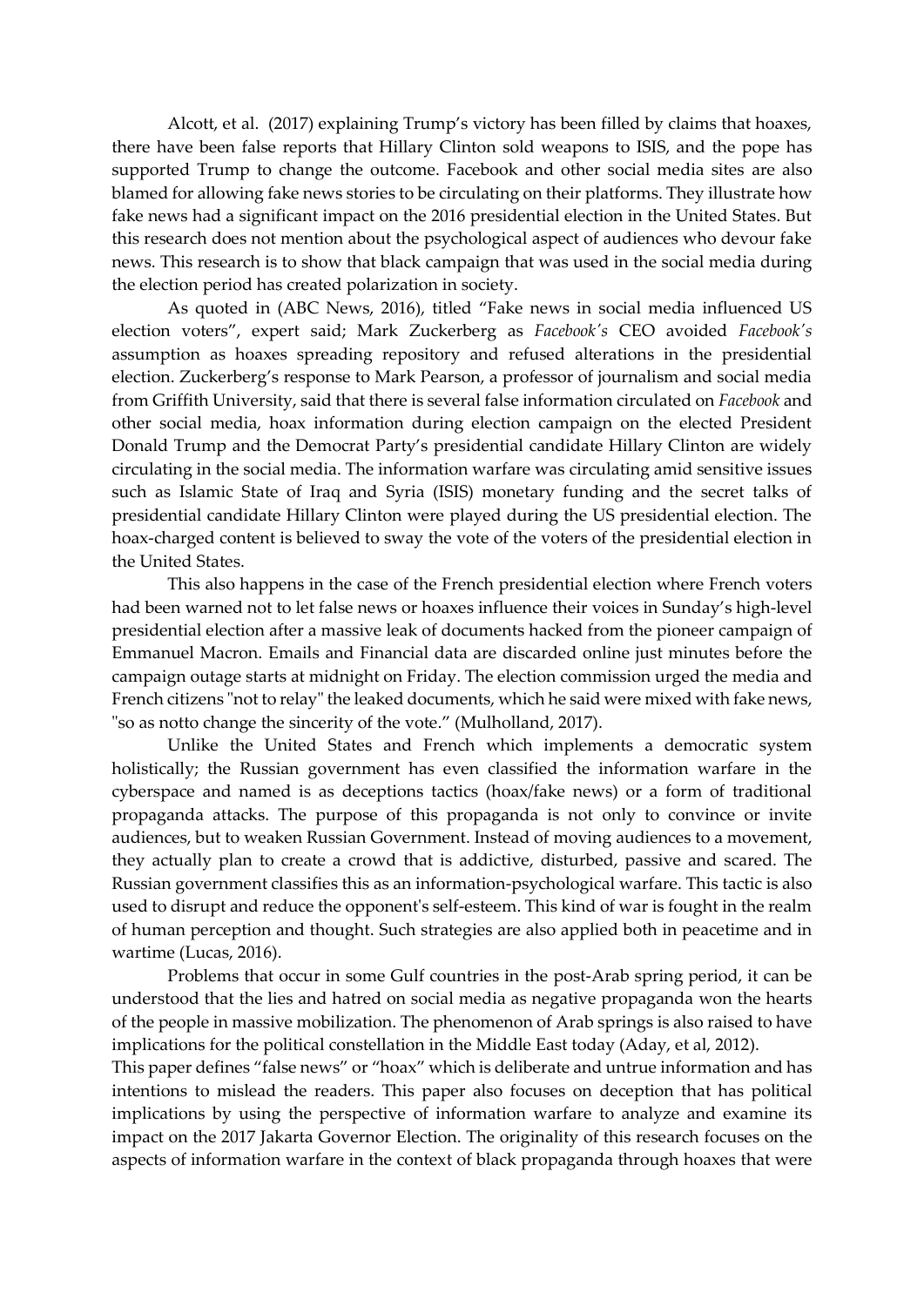Alcott, et al. (2017) explaining Trump's victory has been filled by claims that hoaxes, there have been false reports that Hillary Clinton sold weapons to ISIS, and the pope has supported Trump to change the outcome. Facebook and other social media sites are also blamed for allowing fake news stories to be circulating on their platforms. They illustrate how fake news had a significant impact on the 2016 presidential election in the United States. But this research does not mention about the psychological aspect of audiences who devour fake news. This research is to show that black campaign that was used in the social media during the election period has created polarization in society.

As quoted in (ABC News, 2016), titled "Fake news in social media influenced US election voters", expert said; Mark Zuckerberg as *Facebook's* CEO avoided *Facebook's* assumption as hoaxes spreading repository and refused alterations in the presidential election. Zuckerberg's response to Mark Pearson, a professor of journalism and social media from Griffith University, said that there is several false information circulated on *Facebook* and other social media, hoax information during election campaign on the elected President Donald Trump and the Democrat Party's presidential candidate Hillary Clinton are widely circulating in the social media. The information warfare was circulating amid sensitive issues such as Islamic State of Iraq and Syria (ISIS) monetary funding and the secret talks of presidential candidate Hillary Clinton were played during the US presidential election. The hoax-charged content is believed to sway the vote of the voters of the presidential election in the United States.

This also happens in the case of the French presidential election where French voters had been warned not to let false news or hoaxes influence their voices in Sunday's high-level presidential election after a massive leak of documents hacked from the pioneer campaign of Emmanuel Macron. Emails and Financial data are discarded online just minutes before the campaign outage starts at midnight on Friday. The election commission urged the media and French citizens "not to relay" the leaked documents, which he said were mixed with fake news, "so as notto change the sincerity of the vote." (Mulholland, 2017).

Unlike the United States and French which implements a democratic system holistically; the Russian government has even classified the information warfare in the cyberspace and named is as deceptions tactics (hoax/fake news) or a form of traditional propaganda attacks. The purpose of this propaganda is not only to convince or invite audiences, but to weaken Russian Government. Instead of moving audiences to a movement, they actually plan to create a crowd that is addictive, disturbed, passive and scared. The Russian government classifies this as an information-psychological warfare. This tactic is also used to disrupt and reduce the opponent's self-esteem. This kind of war is fought in the realm of human perception and thought. Such strategies are also applied both in peacetime and in wartime (Lucas, 2016).

Problems that occur in some Gulf countries in the post-Arab spring period, it can be understood that the lies and hatred on social media as negative propaganda won the hearts of the people in massive mobilization. The phenomenon of Arab springs is also raised to have implications for the political constellation in the Middle East today (Aday, et al, 2012).

This paper defines "false news" or "hoax" which is deliberate and untrue information and has intentions to mislead the readers. This paper also focuses on deception that has political implications by using the perspective of information warfare to analyze and examine its impact on the 2017 Jakarta Governor Election. The originality of this research focuses on the aspects of information warfare in the context of black propaganda through hoaxes that were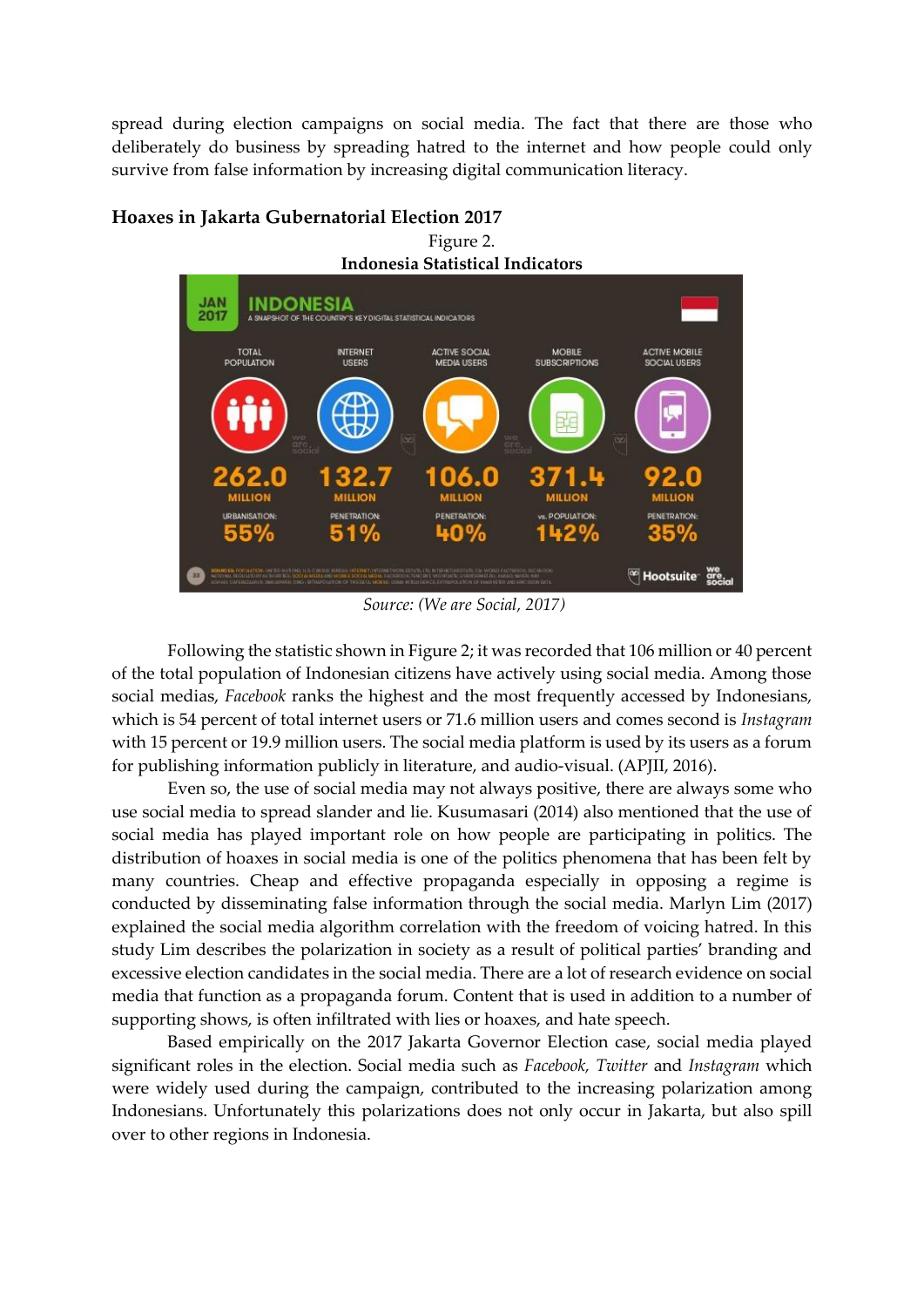spread during election campaigns on social media. The fact that there are those who deliberately do business by spreading hatred to the internet and how people could only survive from false information by increasing digital communication literacy.

## Hoaxes in Jakarta Gubernatorial Election 2017

Figure 2.

**Indonesia Statistical Indicators**

*Source: (We are Social, 2017)*

Following the statistic shown in Figure 2; it was recorded that 106 million or 40 percent of the total population of Indonesian citizens have actively using social media. Among those social medias, *Facebook* ranks the highest and the most frequently accessed by Indonesians, which is 54 percent of total internet users or 71.6 million users and comes second is *Instagram* with 15 percent or 19.9 million users. The social media platform is used by its users as a forum for publishing information publicly in literature, and audio-visual. (APJII, 2016).

Even so, the use of social media may not always positive, there are always some who use social media to spread slander and lie. Kusumasari (2014) also mentioned that the use of social media has played important role on how people are participating in politics. The distribution of hoaxes in social media is one of the politics phenomena that has been felt by many countries. Cheap and effective propaganda especially in opposing a regime is conducted by disseminating false information through the social media. Marlyn Lim (2017) explained the social media algorithm correlation with the freedom of voicing hatred. In this study Lim describes the polarization in society as a result of political parties' branding and excessive election candidates in the social media. There are a lot of research evidence on social media that function as a propaganda forum. Content that is used in addition to a number of supporting shows, is often infiltrated with lies or hoaxes, and hate speech.

Based empirically on the 2017 Jakarta Governor Election case, social media played significant roles in the election. Social media such as *Facebook, Twitter* and *Instagram* which were widely used during the campaign, contributed to the increasing polarization among Indonesians. Unfortunately this polarizations does not only occur in Jakarta, but also spill over to other regions in Indonesia.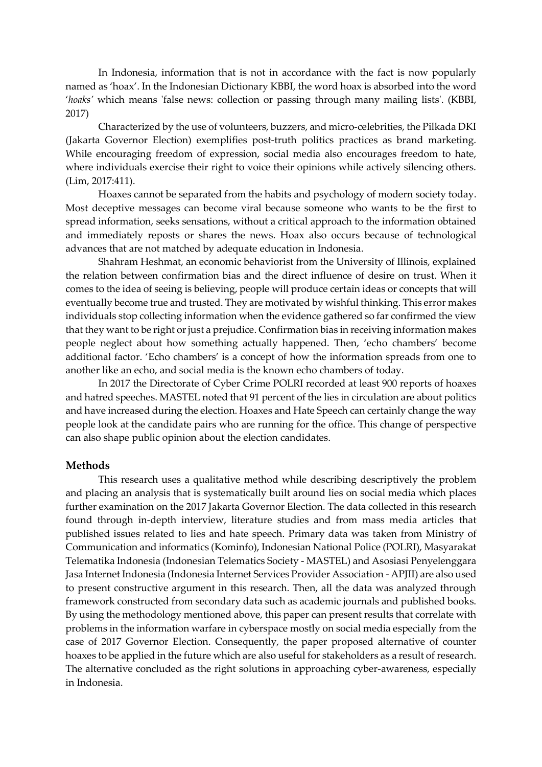In Indonesia, information that is not in accordance with the fact is now popularly named as 'hoax'. In the Indonesian Dictionary KBBI, the word hoax is absorbed into the word '*hoaks'* which means 'false news: collection or passing through many mailing lists'. (KBBI, 2017)

Characterized by the use of volunteers, buzzers, and micro-celebrities, the Pilkada DKI (Jakarta Governor Election) exemplifies post-truth politics practices as brand marketing. While encouraging freedom of expression, social media also encourages freedom to hate, where individuals exercise their right to voice their opinions while actively silencing others. (Lim, 2017:411).

Hoaxes cannot be separated from the habits and psychology of modern society today. Most deceptive messages can become viral because someone who wants to be the first to spread information, seeks sensations, without a critical approach to the information obtained and immediately reposts or shares the news. Hoax also occurs because of technological advances that are not matched by adequate education in Indonesia.

Shahram Heshmat, an economic behaviorist from the University of Illinois, explained the relation between confirmation bias and the direct influence of desire on trust. When it comes to the idea of seeing is believing, people will produce certain ideas or concepts that will eventually become true and trusted. They are motivated by wishful thinking. This error makes individuals stop collecting information when the evidence gathered so far confirmed the view that they want to be right or just a prejudice. Confirmation bias in receiving information makes people neglect about how something actually happened. Then, 'echo chambers' become additional factor. 'Echo chambers' is a concept of how the information spreads from one to another like an echo, and social media is the known echo chambers of today.

In 2017 the Directorate of Cyber Crime POLRI recorded at least 900 reports of hoaxes and hatred speeches. MASTEL noted that 91 percent of the lies in circulation are about politics and have increased during the election. Hoaxes and Hate Speech can certainly change the way people look at the candidate pairs who are running for the office. This change of perspective can also shape public opinion about the election candidates.

## Methods

This research uses a qualitative method while describing descriptively the problem and placing an analysis that is systematically built around lies on social media which places further examination on the 2017 Jakarta Governor Election. The data collected in this research found through in-depth interview, literature studies and from mass media articles that published issues related to lies and hate speech. Primary data was taken from Ministry of Communication and informatics (Kominfo), Indonesian National Police (POLRI), Masyarakat Telematika Indonesia (Indonesian Telematics Society - MASTEL) and Asosiasi Penyelenggara Jasa Internet Indonesia (Indonesia Internet Services Provider Association - APJII) are also used to present constructive argument in this research. Then, all the data was analyzed through framework constructed from secondary data such as academic journals and published books. By using the methodology mentioned above, this paper can present results that correlate with problems in the information warfare in cyberspace mostly on social media especially from the case of 2017 Governor Election. Consequently, the paper proposed alternative of counter hoaxes to be applied in the future which are also useful for stakeholders as a result of research. The alternative concluded as the right solutions in approaching cyber-awareness, especially in Indonesia.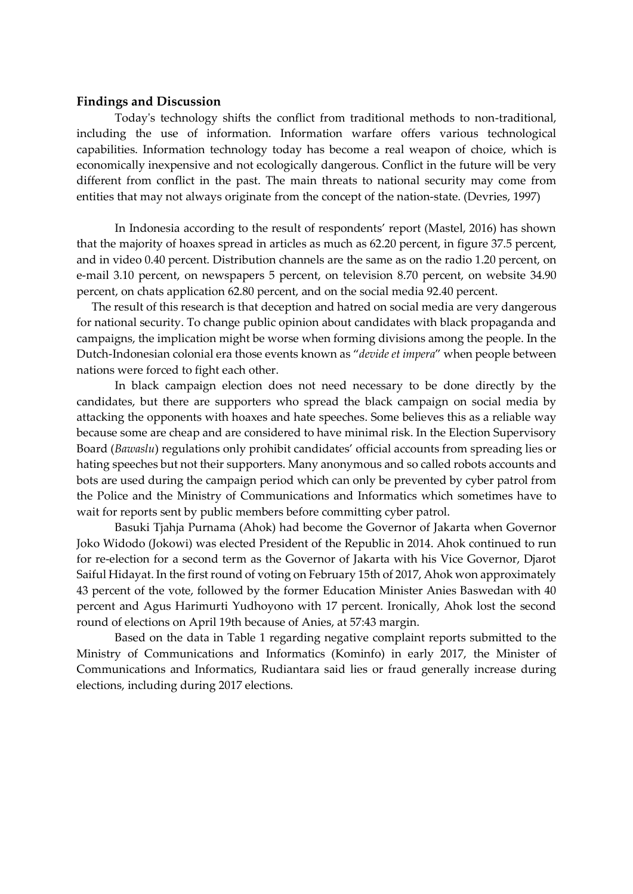### Findings and Discussion

Today's technology shifts the conflict from traditional methods to non-traditional, including the use of information. Information warfare offers various technological capabilities. Information technology today has become a real weapon of choice, which is economically inexpensive and not ecologically dangerous. Conflict in the future will be very different from conflict in the past. The main threats to national security may come from entities that may not always originate from the concept of the nation-state. (Devries, 1997)

In Indonesia according to the result of respondents' report (Mastel, 2016) has shown that the majority of hoaxes spread in articles as much as 62.20 percent, in figure 37.5 percent, and in video 0.40 percent. Distribution channels are the same as on the radio 1.20 percent, on e-mail 3.10 percent, on newspapers 5 percent, on television 8.70 percent, on website 34.90 percent, on chats application 62.80 percent, and on the social media 92.40 percent.

The result of this research is that deception and hatred on social media are very dangerous for national security. To change public opinion about candidates with black propaganda and campaigns, the implication might be worse when forming divisions among the people. In the Dutch-Indonesian colonial era those events known as "*devide et impera*" when people between nations were forced to fight each other.

In black campaign election does not need necessary to be done directly by the candidates, but there are supporters who spread the black campaign on social media by attacking the opponents with hoaxes and hate speeches. Some believes this as a reliable way because some are cheap and are considered to have minimal risk. In the Election Supervisory Board (*Bawaslu*) regulations only prohibit candidates' official accounts from spreading lies or hating speeches but not their supporters. Many anonymous and so called robots accounts and bots are used during the campaign period which can only be prevented by cyber patrol from the Police and the Ministry of Communications and Informatics which sometimes have to wait for reports sent by public members before committing cyber patrol.

Basuki Tjahja Purnama (Ahok) had become the Governor of Jakarta when Governor Joko Widodo (Jokowi) was elected President of the Republic in 2014. Ahok continued to run for re-election for a second term as the Governor of Jakarta with his Vice Governor, Djarot Saiful Hidayat. In the first round of voting on February 15th of 2017, Ahok won approximately 43 percent of the vote, followed by the former Education Minister Anies Baswedan with 40 percent and Agus Harimurti Yudhoyono with 17 percent. Ironically, Ahok lost the second round of elections on April 19th because of Anies, at 57:43 margin.

Based on the data in Table 1 regarding negative complaint reports submitted to the Ministry of Communications and Informatics (Kominfo) in early 2017, the Minister of Communications and Informatics, Rudiantara said lies or fraud generally increase during elections, including during 2017 elections.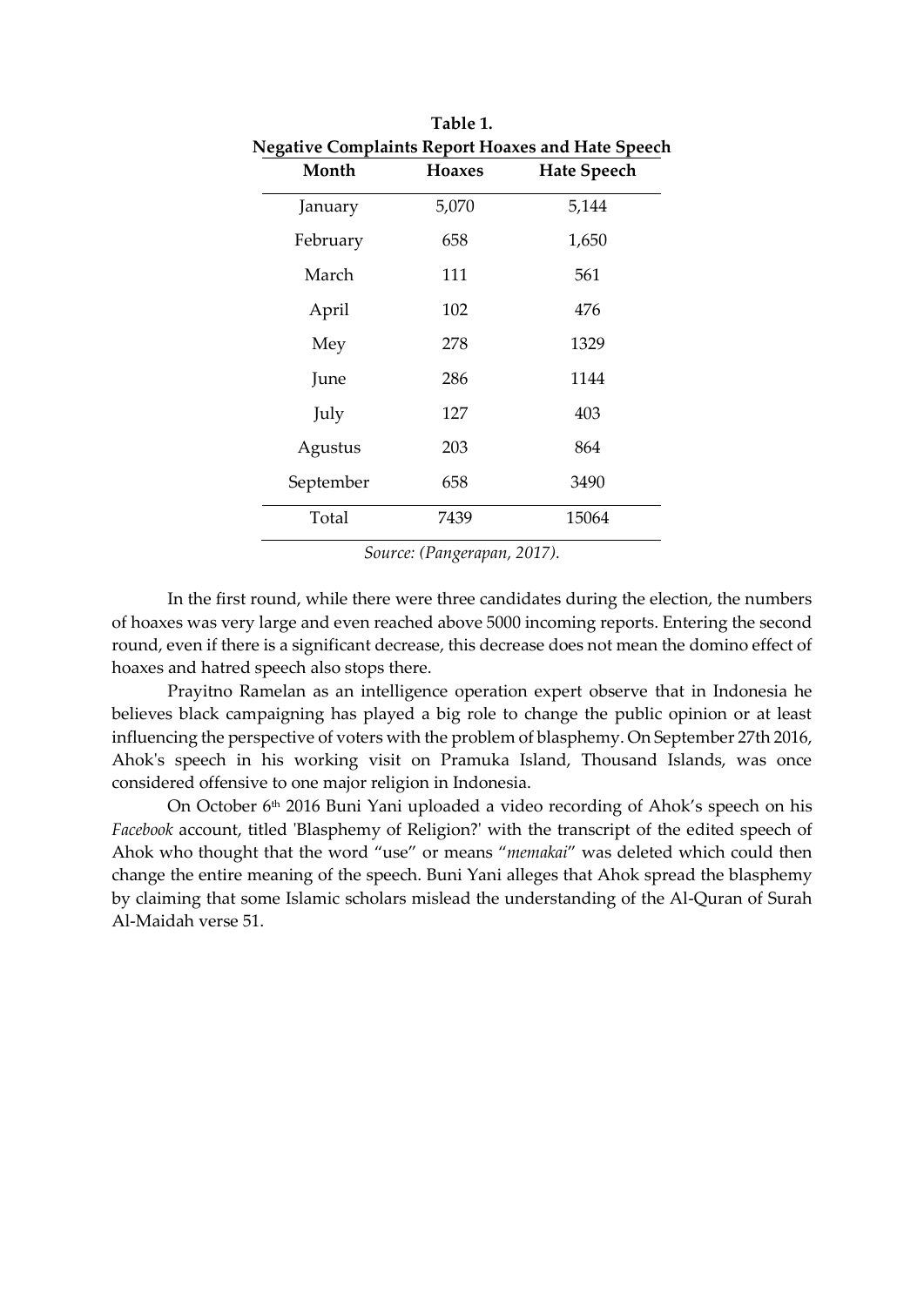**Table 1.**
**Negative Complaints Report Hoaxes and Hate Speech**

| Month | Hoaxes | Hate Speech |
|---|---|---|
| January | 5,070 | 5,144 |
| February | 658 | 1,650 |
| March | 111 | 561 |
| April | 102 | 476 |
| Mey | 278 | 1329 |
| June | 286 | 1144 |
| July | 127 | 403 |
| Agustus | 203 | 864 |
| September | 658 | 3490 |
| Total | 7439 | 15064 |

*Source: (Pangerapan, 2017).*

In the first round, while there were three candidates during the election, the numbers of hoaxes was very large and even reached above 5000 incoming reports. Entering the second round, even if there is a significant decrease, this decrease does not mean the domino effect of hoaxes and hatred speech also stops there.

Prayitno Ramelan as an intelligence operation expert observe that in Indonesia he believes black campaigning has played a big role to change the public opinion or at least influencing the perspective of voters with the problem of blasphemy. On September 27th 2016, Ahok's speech in his working visit on Pramuka Island, Thousand Islands, was once considered offensive to one major religion in Indonesia.

On October 6th 2016 Buni Yani uploaded a video recording of Ahok's speech on his *Facebook* account, titled 'Blasphemy of Religion?' with the transcript of the edited speech of Ahok who thought that the word "use" or means "*memakai*" was deleted which could then change the entire meaning of the speech. Buni Yani alleges that Ahok spread the blasphemy by claiming that some Islamic scholars mislead the understanding of the Al-Quran of Surah Al-Maidah verse 51.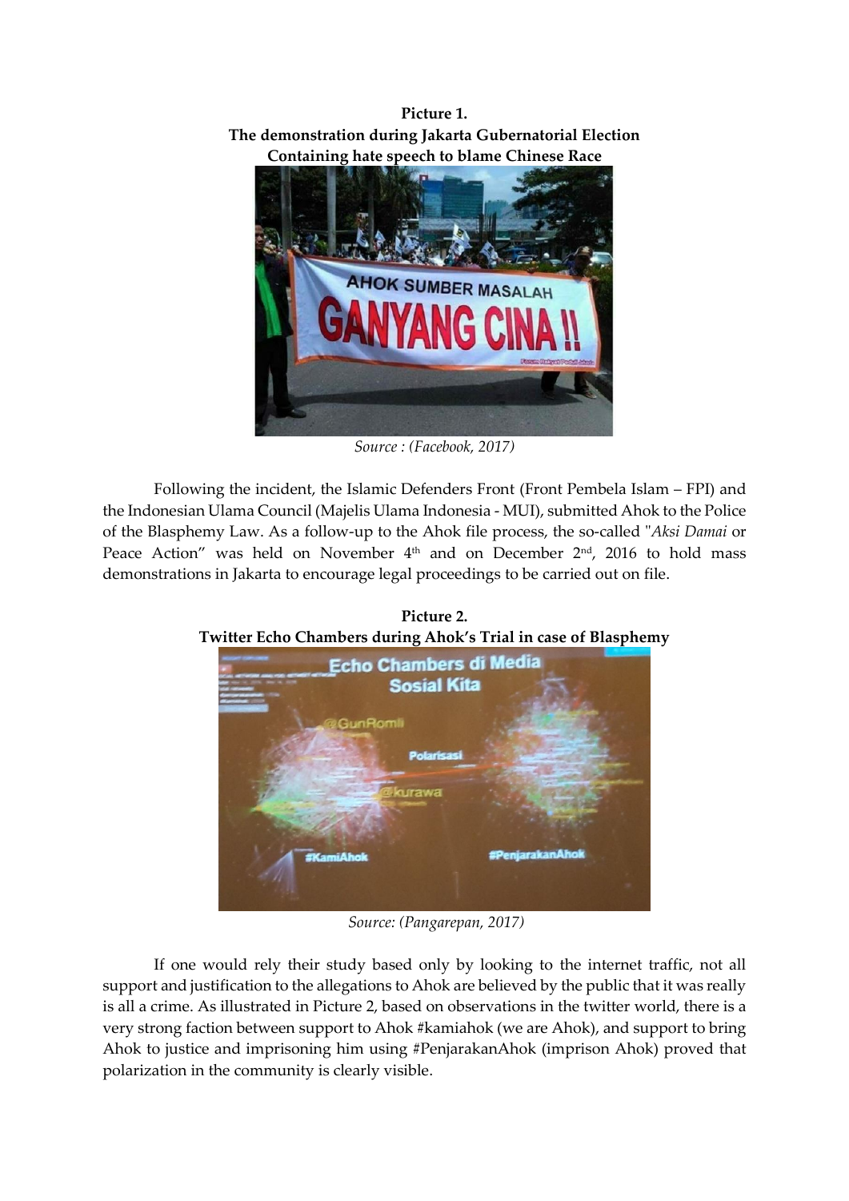**Picture 1.**
**The demonstration during Jakarta Gubernatorial Election**
**Containing hate speech to blame Chinese Race**

*Source : (Facebook, 2017)*

Following the incident, the Islamic Defenders Front (Front Pembela Islam – FPI) and the Indonesian Ulama Council (Majelis Ulama Indonesia - MUI), submitted Ahok to the Police of the Blasphemy Law. As a follow-up to the Ahok file process, the so-called "*Aksi Damai* or Peace Action" was held on November 4th and on December 2nd, 2016 to hold mass demonstrations in Jakarta to encourage legal proceedings to be carried out on file.

**Picture 2.**
**Twitter Echo Chambers during Ahok's Trial in case of Blasphemy**

*Source: (Pangarepan, 2017)*

If one would rely their study based only by looking to the internet traffic, not all support and justification to the allegations to Ahok are believed by the public that it was really is all a crime. As illustrated in Picture 2, based on observations in the twitter world, there is a very strong faction between support to Ahok #kamiahok (we are Ahok), and support to bring Ahok to justice and imprisoning him using #PenjarakanAhok (imprison Ahok) proved that polarization in the community is clearly visible.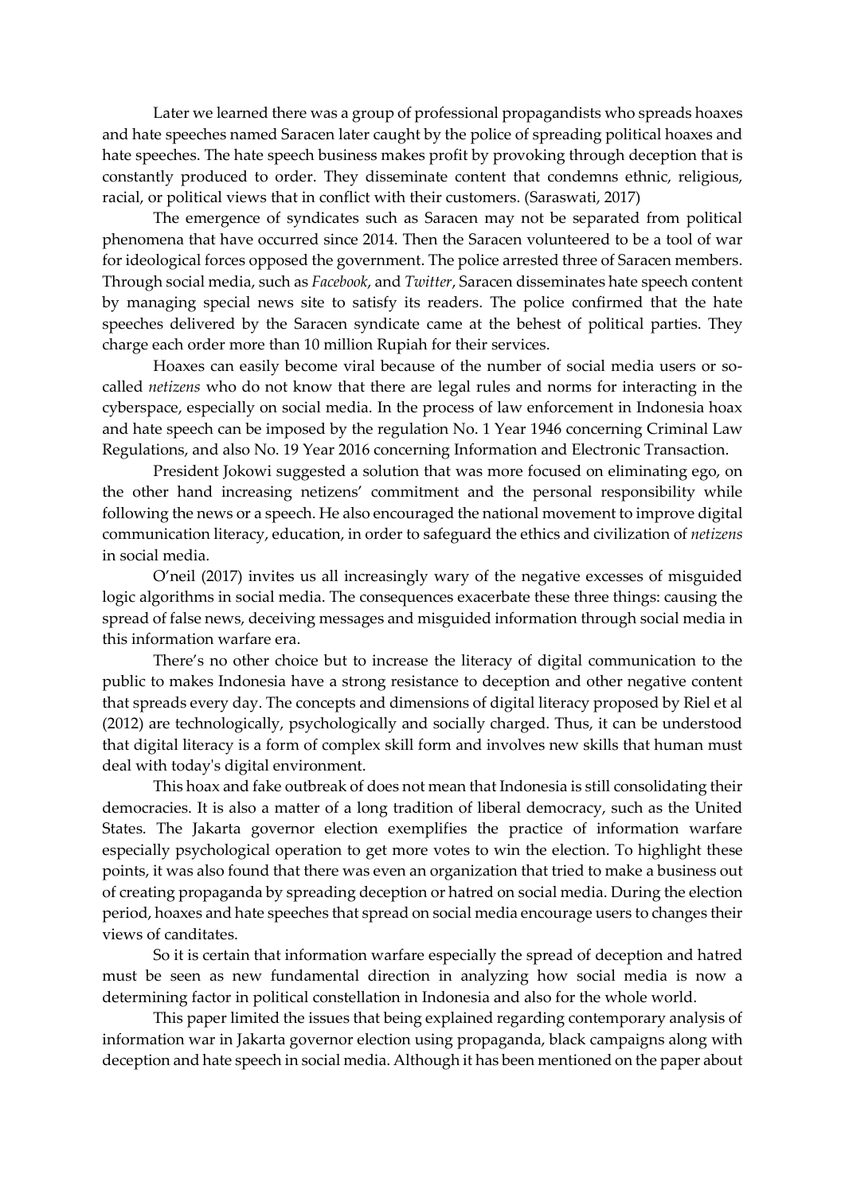Later we learned there was a group of professional propagandists who spreads hoaxes and hate speeches named Saracen later caught by the police of spreading political hoaxes and hate speeches. The hate speech business makes profit by provoking through deception that is constantly produced to order. They disseminate content that condemns ethnic, religious, racial, or political views that in conflict with their customers. (Saraswati, 2017)

The emergence of syndicates such as Saracen may not be separated from political phenomena that have occurred since 2014. Then the Saracen volunteered to be a tool of war for ideological forces opposed the government. The police arrested three of Saracen members. Through social media, such as *Facebook*, and *Twitter*, Saracen disseminates hate speech content by managing special news site to satisfy its readers. The police confirmed that the hate speeches delivered by the Saracen syndicate came at the behest of political parties. They charge each order more than 10 million Rupiah for their services.

Hoaxes can easily become viral because of the number of social media users or so-called *netizens* who do not know that there are legal rules and norms for interacting in the cyberspace, especially on social media. In the process of law enforcement in Indonesia hoax and hate speech can be imposed by the regulation No. 1 Year 1946 concerning Criminal Law Regulations, and also No. 19 Year 2016 concerning Information and Electronic Transaction.

President Jokowi suggested a solution that was more focused on eliminating ego, on the other hand increasing netizens' commitment and the personal responsibility while following the news or a speech. He also encouraged the national movement to improve digital communication literacy, education, in order to safeguard the ethics and civilization of *netizens* in social media.

O'neil (2017) invites us all increasingly wary of the negative excesses of misguided logic algorithms in social media. The consequences exacerbate these three things: causing the spread of false news, deceiving messages and misguided information through social media in this information warfare era.

There's no other choice but to increase the literacy of digital communication to the public to makes Indonesia have a strong resistance to deception and other negative content that spreads every day. The concepts and dimensions of digital literacy proposed by Riel et al (2012) are technologically, psychologically and socially charged. Thus, it can be understood that digital literacy is a form of complex skill form and involves new skills that human must deal with today's digital environment.

This hoax and fake outbreak of does not mean that Indonesia is still consolidating their democracies. It is also a matter of a long tradition of liberal democracy, such as the United States. The Jakarta governor election exemplifies the practice of information warfare especially psychological operation to get more votes to win the election. To highlight these points, it was also found that there was even an organization that tried to make a business out of creating propaganda by spreading deception or hatred on social media. During the election period, hoaxes and hate speeches that spread on social media encourage users to changes their views of canditates.

So it is certain that information warfare especially the spread of deception and hatred must be seen as new fundamental direction in analyzing how social media is now a determining factor in political constellation in Indonesia and also for the whole world.

This paper limited the issues that being explained regarding contemporary analysis of information war in Jakarta governor election using propaganda, black campaigns along with deception and hate speech in social media. Although it has been mentioned on the paper about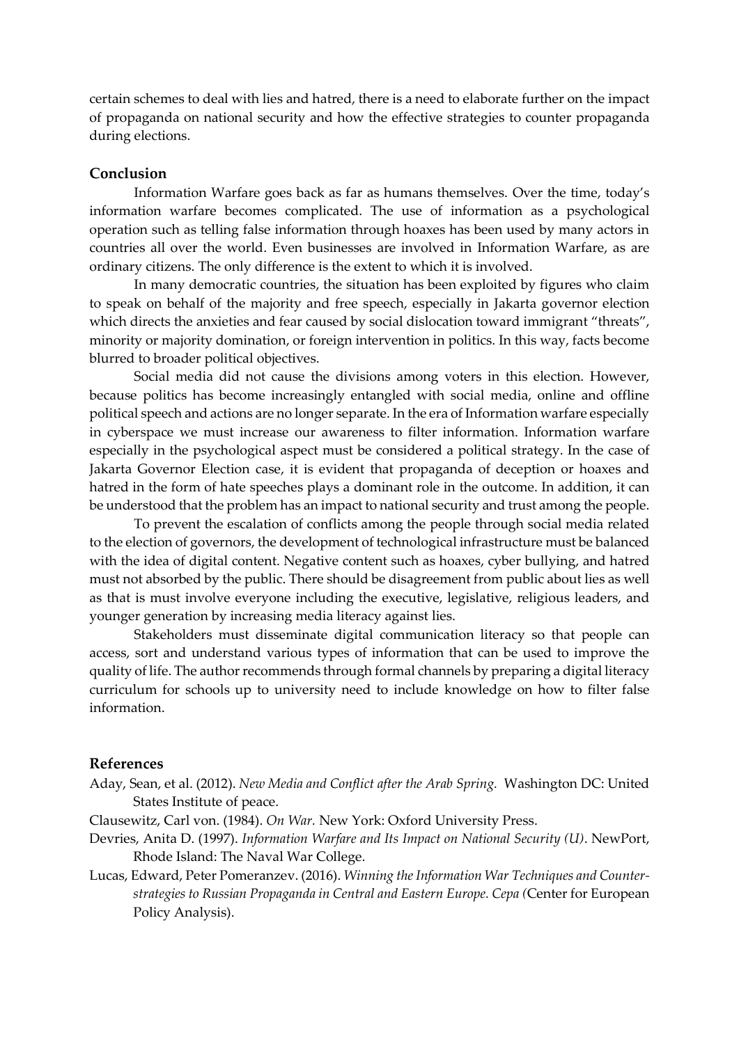certain schemes to deal with lies and hatred, there is a need to elaborate further on the impact of propaganda on national security and how the effective strategies to counter propaganda during elections.

## Conclusion

Information Warfare goes back as far as humans themselves. Over the time, today's information warfare becomes complicated. The use of information as a psychological operation such as telling false information through hoaxes has been used by many actors in countries all over the world. Even businesses are involved in Information Warfare, as are ordinary citizens. The only difference is the extent to which it is involved.

In many democratic countries, the situation has been exploited by figures who claim to speak on behalf of the majority and free speech, especially in Jakarta governor election which directs the anxieties and fear caused by social dislocation toward immigrant "threats", minority or majority domination, or foreign intervention in politics. In this way, facts become blurred to broader political objectives.

Social media did not cause the divisions among voters in this election. However, because politics has become increasingly entangled with social media, online and offline political speech and actions are no longer separate. In the era of Information warfare especially in cyberspace we must increase our awareness to filter information. Information warfare especially in the psychological aspect must be considered a political strategy. In the case of Jakarta Governor Election case, it is evident that propaganda of deception or hoaxes and hatred in the form of hate speeches plays a dominant role in the outcome. In addition, it can be understood that the problem has an impact to national security and trust among the people.

To prevent the escalation of conflicts among the people through social media related to the election of governors, the development of technological infrastructure must be balanced with the idea of digital content. Negative content such as hoaxes, cyber bullying, and hatred must not absorbed by the public. There should be disagreement from public about lies as well as that is must involve everyone including the executive, legislative, religious leaders, and younger generation by increasing media literacy against lies.

Stakeholders must disseminate digital communication literacy so that people can access, sort and understand various types of information that can be used to improve the quality of life. The author recommends through formal channels by preparing a digital literacy curriculum for schools up to university need to include knowledge on how to filter false information.

## References

Aday, Sean, et al. (2012). *New Media and Conflict after the Arab Spring.* Washington DC: United States Institute of peace.

Clausewitz, Carl von. (1984). *On War.* New York: Oxford University Press.

Devries, Anita D. (1997). *Information Warfare and Its Impact on National Security (U)*. NewPort, Rhode Island: The Naval War College.

Lucas, Edward, Peter Pomeranzev. (2016). *Winning the Information War Techniques and Counter-strategies to Russian Propaganda in Central and Eastern Europe. Cepa (*Center for European Policy Analysis).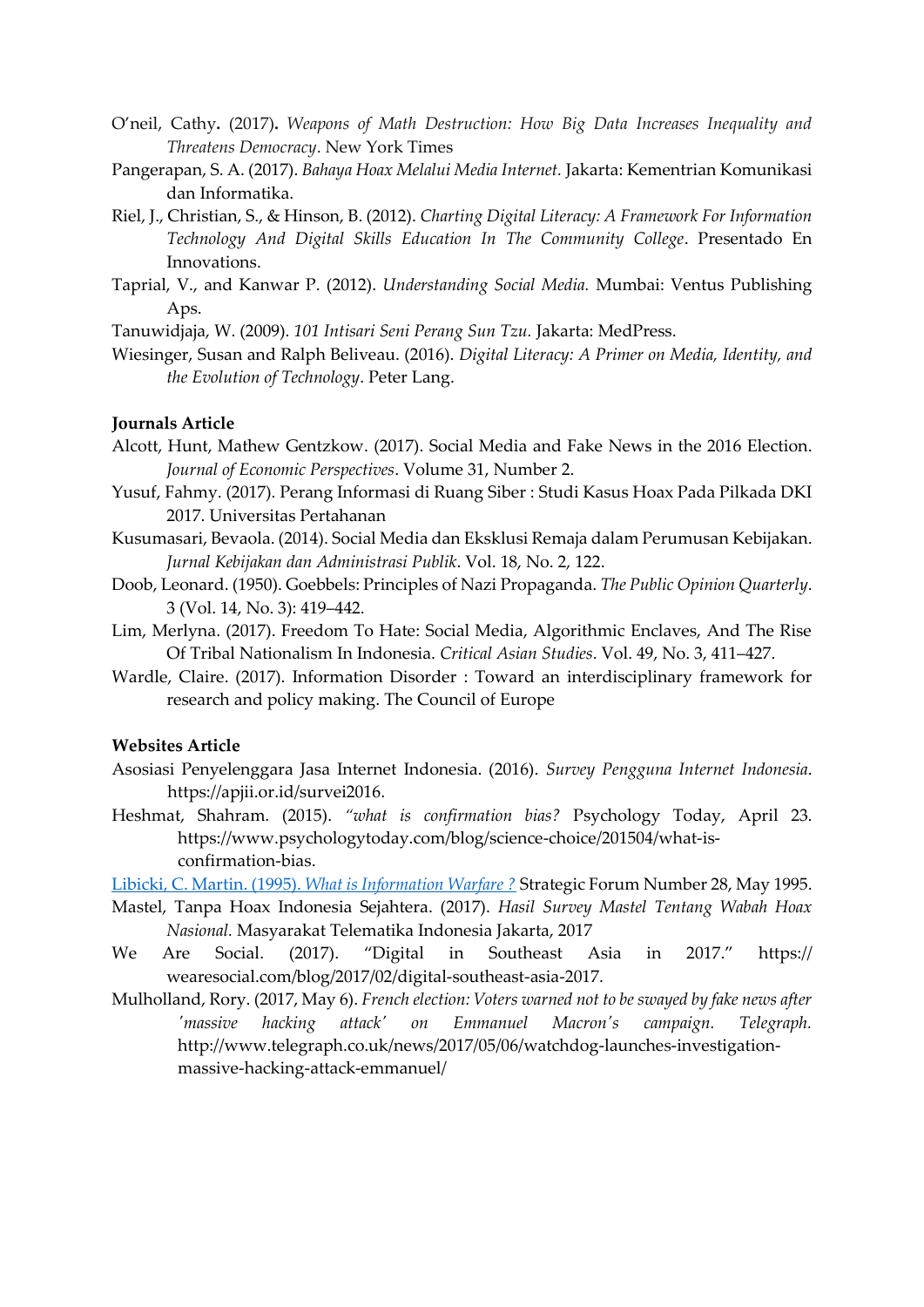O'neil, Cathy**.** (2017)**.** *Weapons of Math Destruction: How Big Data Increases Inequality and Threatens Democracy*. New York Times

Pangerapan, S. A. (2017). *Bahaya Hoax Melalui Media Internet.* Jakarta: Kementrian Komunikasi dan Informatika.

Riel, J., Christian, S., & Hinson, B. (2012). *Charting Digital Literacy: A Framework For Information Technology And Digital Skills Education In The Community College*. Presentado En Innovations.

Taprial, V., and Kanwar P. (2012). *Understanding Social Media.* Mumbai: Ventus Publishing Aps.

Tanuwidjaja, W. (2009). *101 Intisari Seni Perang Sun Tzu.* Jakarta: MedPress.

Wiesinger, Susan and Ralph Beliveau. (2016). *Digital Literacy: A Primer on Media, Identity, and the Evolution of Technology*. Peter Lang.

**Journals Article**

Alcott, Hunt, Mathew Gentzkow. (2017). Social Media and Fake News in the 2016 Election. *Journal of Economic Perspectives*. Volume 31, Number 2.

Yusuf, Fahmy. (2017). Perang Informasi di Ruang Siber : Studi Kasus Hoax Pada Pilkada DKI 2017. Universitas Pertahanan

Kusumasari, Bevaola. (2014). Social Media dan Eksklusi Remaja dalam Perumusan Kebijakan. *Jurnal Kebijakan dan Administrasi Publik*. Vol. 18, No. 2, 122.

Doob, Leonard. (1950). Goebbels: Principles of Nazi Propaganda. *The Public Opinion Quarterly*. 3 (Vol. 14, No. 3): 419–442.

Lim, Merlyna. (2017). Freedom To Hate: Social Media, Algorithmic Enclaves, And The Rise Of Tribal Nationalism In Indonesia. *Critical Asian Studies*. Vol. 49, No. 3, 411–427.

Wardle, Claire. (2017). Information Disorder : Toward an interdisciplinary framework for research and policy making. The Council of Europe

**Websites Article**

Asosiasi Penyelenggara Jasa Internet Indonesia. (2016). *Survey Pengguna Internet Indonesia*. https://apjii.or.id/survei2016.

Heshmat, Shahram. (2015). *"what is confirmation bias?* Psychology Today, April 23. https://www.psychologytoday.com/blog/science-choice/201504/what-is-confirmation-bias.

Libicki, C. Martin. (1995). *What is Information Warfare ?* Strategic Forum Number 28, May 1995.

Mastel, Tanpa Hoax Indonesia Sejahtera. (2017). *Hasil Survey Mastel Tentang Wabah Hoax Nasional.* Masyarakat Telematika Indonesia Jakarta, 2017

We Are Social. (2017). "Digital in Southeast Asia in 2017." https://wearesocial.com/blog/2017/02/digital-southeast-asia-2017.

Mulholland, Rory. (2017, May 6). *French election: Voters warned not to be swayed by fake news after 'massive hacking attack' on Emmanuel Macron's campaign. Telegraph.* http://www.telegraph.co.uk/news/2017/05/06/watchdog-launches-investigation-massive-hacking-attack-emmanuel/